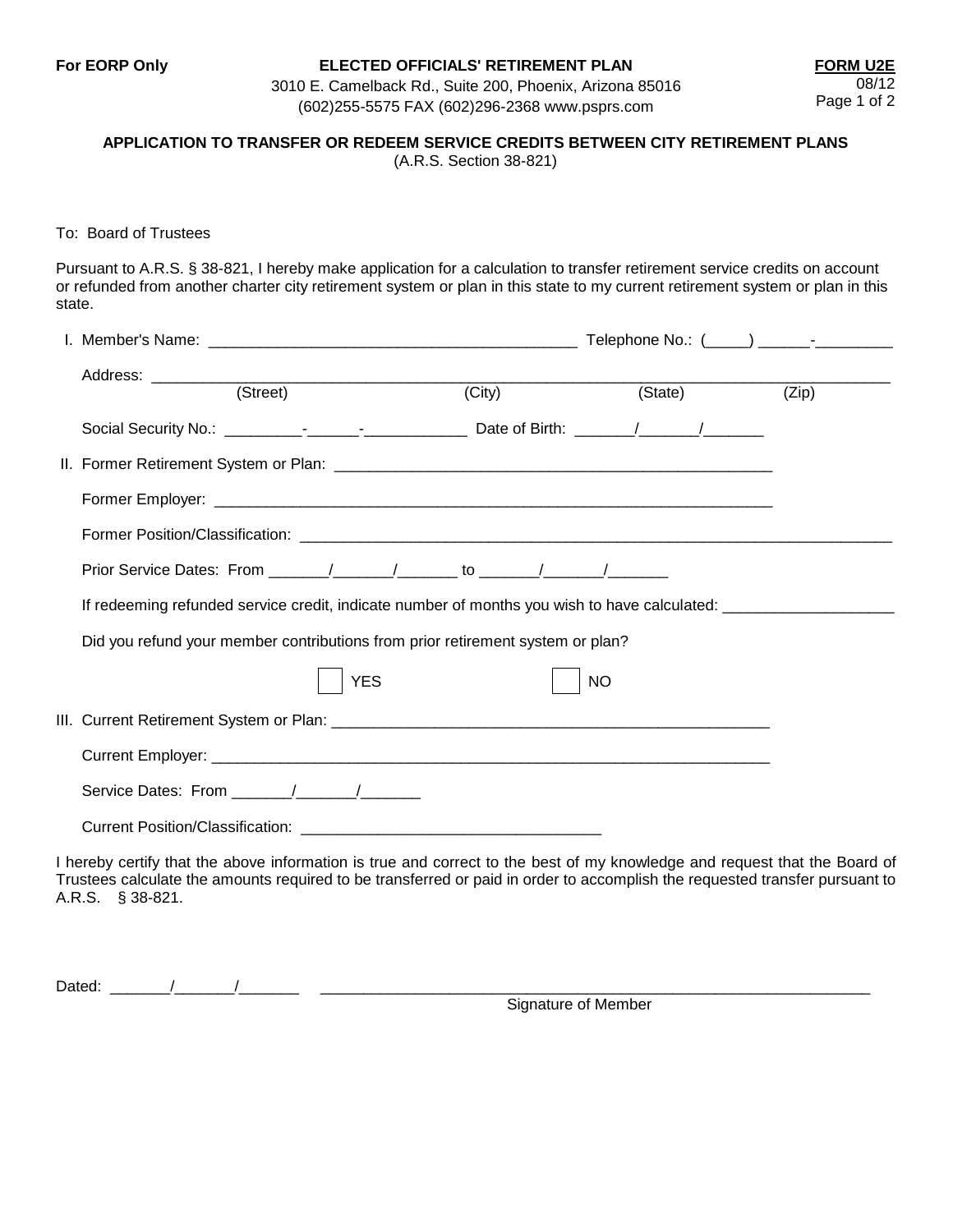**For EORP Only**

**ELECTED OFFICIALS' RETIREMENT PLAN**
3010 E. Camelback Rd., Suite 200, Phoenix, Arizona 85016
(602)255-5575 FAX (602)296-2368 www.psprs.com

**FORM U2E**
08/12

**APPLICATION TO TRANSFER OR REDEEM SERVICE CREDITS BETWEEN CITY RETIREMENT PLANS**
(A.R.S. Section 38-821)

To: Board of Trustees

Pursuant to A.R.S. § 38-821, I hereby make application for a calculation to transfer retirement service credits on account or refunded from another charter city retirement system or plan in this state to my current retirement system or plan in this state.

I. Member's Name: ____________________________________________ Telephone No.: (_____) ______-_________

Address: ______________________________________________________________________________________
(Street) (City) (State) (Zip)

Social Security No.: _________-______-____________ Date of Birth: _______/_______/_______

II. Former Retirement System or Plan: ____________________________________________________

Former Employer: __________________________________________________________________

Former Position/Classification: ________________________________________________________________________

Prior Service Dates: From _______/_______/_______ to _______/_______/_______

If redeeming refunded service credit, indicate number of months you wish to have calculated: ___________________

Did you refund your member contributions from prior retirement system or plan?

☐ YES ☐ NO

III. Current Retirement System or Plan: ____________________________________________________

Current Employer: __________________________________________________________________

Service Dates: From _______/_______/_______

Current Position/Classification: __________________________________

I hereby certify that the above information is true and correct to the best of my knowledge and request that the Board of Trustees calculate the amounts required to be transferred or paid in order to accomplish the requested transfer pursuant to A.R.S. § 38-821.

Dated: _______/_______/_______ ________________________________________________________________
Signature of Member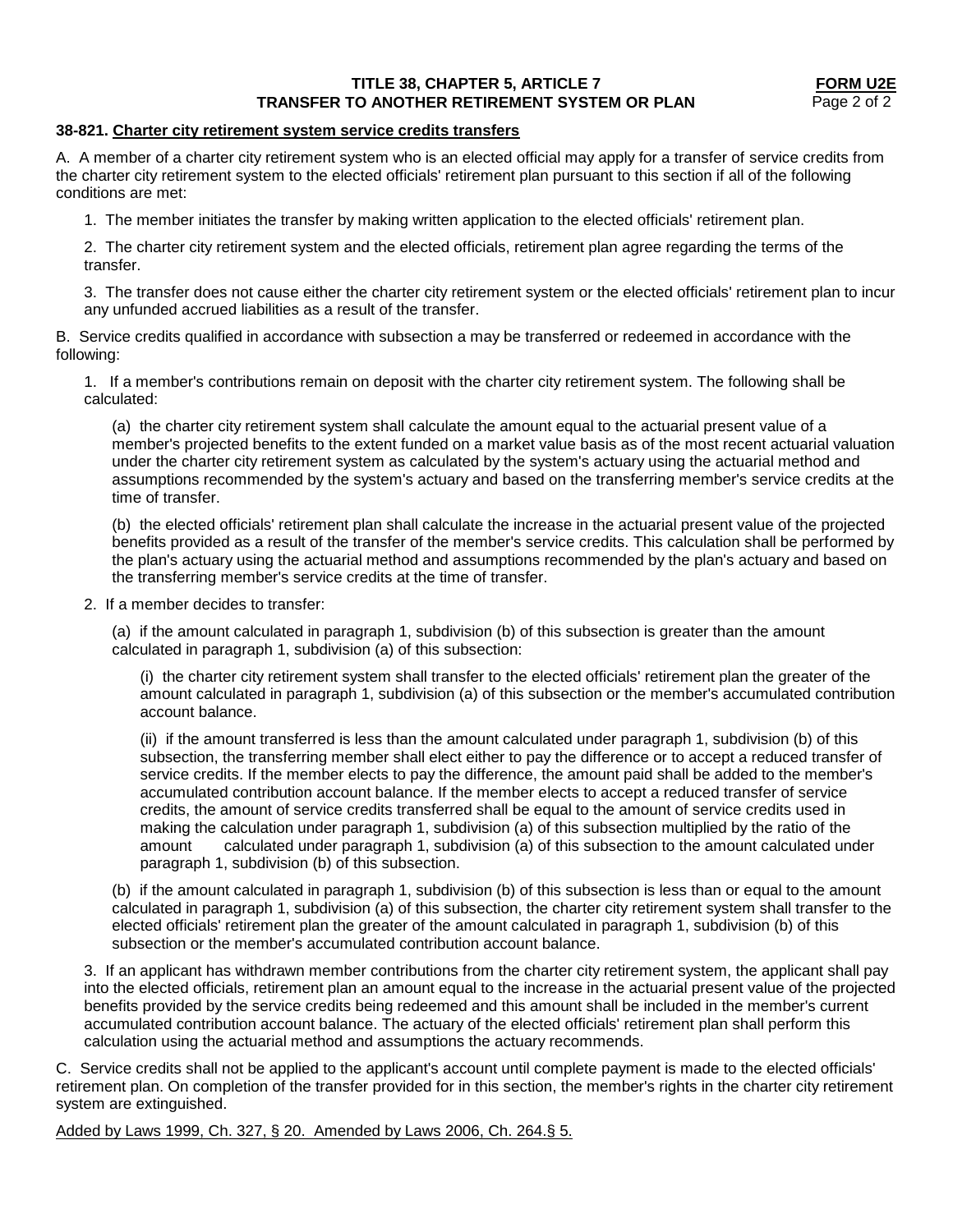**TITLE 38, CHAPTER 5, ARTICLE 7**
**TRANSFER TO ANOTHER RETIREMENT SYSTEM OR PLAN**

**FORM U2E**

**38-821. Charter city retirement system service credits transfers**

A. A member of a charter city retirement system who is an elected official may apply for a transfer of service credits from the charter city retirement system to the elected officials' retirement plan pursuant to this section if all of the following conditions are met:

1. The member initiates the transfer by making written application to the elected officials' retirement plan.

2. The charter city retirement system and the elected officials, retirement plan agree regarding the terms of the transfer.

3. The transfer does not cause either the charter city retirement system or the elected officials' retirement plan to incur any unfunded accrued liabilities as a result of the transfer.

B. Service credits qualified in accordance with subsection a may be transferred or redeemed in accordance with the following:

1. If a member's contributions remain on deposit with the charter city retirement system. The following shall be calculated:

(a) the charter city retirement system shall calculate the amount equal to the actuarial present value of a member's projected benefits to the extent funded on a market value basis as of the most recent actuarial valuation under the charter city retirement system as calculated by the system's actuary using the actuarial method and assumptions recommended by the system's actuary and based on the transferring member's service credits at the time of transfer.

(b) the elected officials' retirement plan shall calculate the increase in the actuarial present value of the projected benefits provided as a result of the transfer of the member's service credits. This calculation shall be performed by the plan's actuary using the actuarial method and assumptions recommended by the plan's actuary and based on the transferring member's service credits at the time of transfer.

2. If a member decides to transfer:

(a) if the amount calculated in paragraph 1, subdivision (b) of this subsection is greater than the amount calculated in paragraph 1, subdivision (a) of this subsection:

(i) the charter city retirement system shall transfer to the elected officials' retirement plan the greater of the amount calculated in paragraph 1, subdivision (a) of this subsection or the member's accumulated contribution account balance.

(ii) if the amount transferred is less than the amount calculated under paragraph 1, subdivision (b) of this subsection, the transferring member shall elect either to pay the difference or to accept a reduced transfer of service credits. If the member elects to pay the difference, the amount paid shall be added to the member's accumulated contribution account balance. If the member elects to accept a reduced transfer of service credits, the amount of service credits transferred shall be equal to the amount of service credits used in making the calculation under paragraph 1, subdivision (a) of this subsection multiplied by the ratio of the amount calculated under paragraph 1, subdivision (a) of this subsection to the amount calculated under paragraph 1, subdivision (b) of this subsection.

(b) if the amount calculated in paragraph 1, subdivision (b) of this subsection is less than or equal to the amount calculated in paragraph 1, subdivision (a) of this subsection, the charter city retirement system shall transfer to the elected officials' retirement plan the greater of the amount calculated in paragraph 1, subdivision (b) of this subsection or the member's accumulated contribution account balance.

3. If an applicant has withdrawn member contributions from the charter city retirement system, the applicant shall pay into the elected officials, retirement plan an amount equal to the increase in the actuarial present value of the projected benefits provided by the service credits being redeemed and this amount shall be included in the member's current accumulated contribution account balance. The actuary of the elected officials' retirement plan shall perform this calculation using the actuarial method and assumptions the actuary recommends.

C. Service credits shall not be applied to the applicant's account until complete payment is made to the elected officials' retirement plan. On completion of the transfer provided for in this section, the member's rights in the charter city retirement system are extinguished.

Added by Laws 1999, Ch. 327, § 20. Amended by Laws 2006, Ch. 264.§ 5.